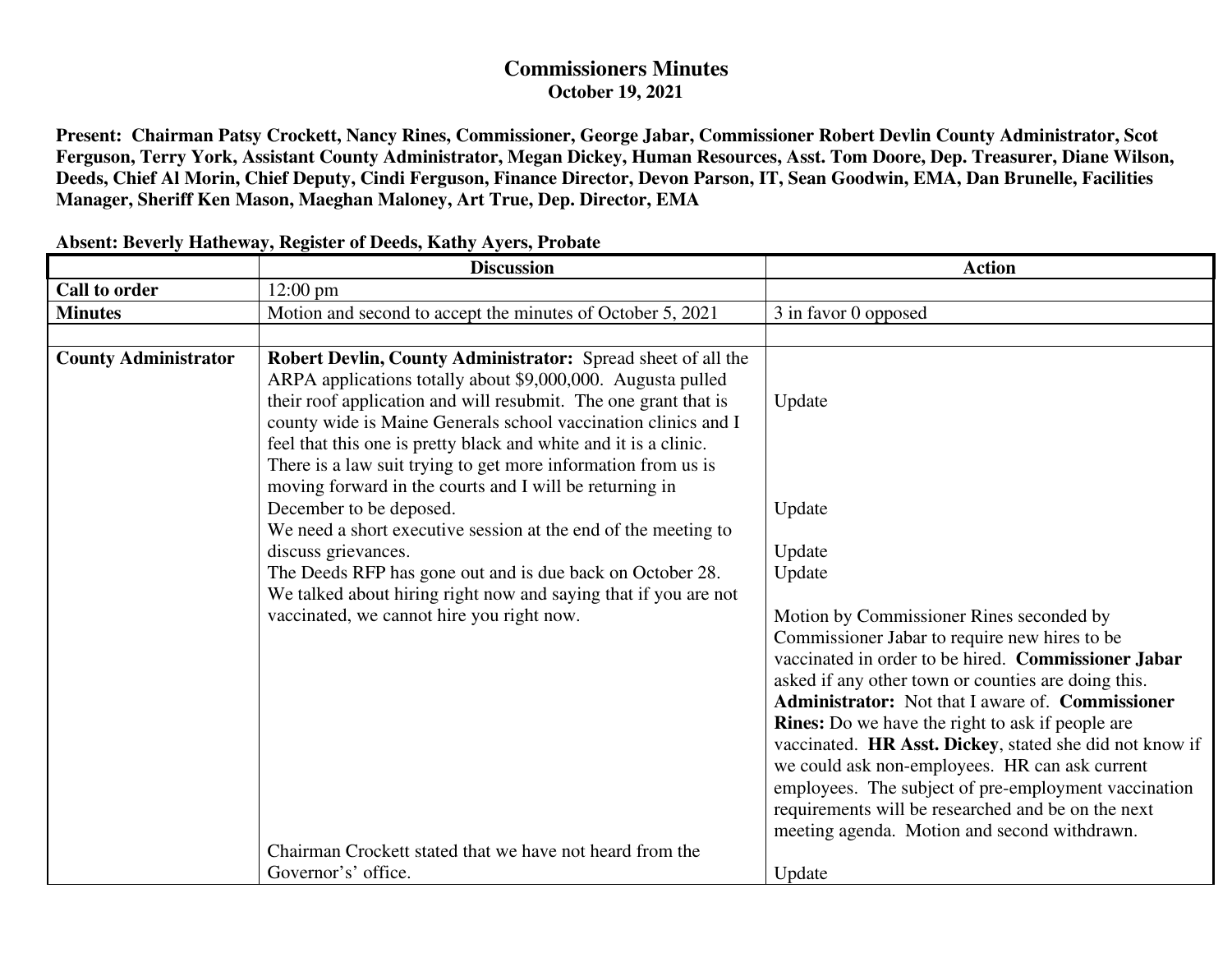# Commissioners Minutes

## October 19, 2021

**Present: Chairman Patsy Crockett, Nancy Rines, Commissioner, George Jabar, Commissioner Robert Devlin County Administrator, Scot Ferguson, Terry York, Assistant County Administrator, Megan Dickey, Human Resources, Asst. Tom Doore, Dep. Treasurer, Diane Wilson, Deeds, Chief Al Morin, Chief Deputy, Cindi Ferguson, Finance Director, Devon Parson, IT, Sean Goodwin, EMA, Dan Brunelle, Facilities Manager, Sheriff Ken Mason, Maeghan Maloney, Art True, Dep. Director, EMA**

**Absent: Beverly Hatheway, Register of Deeds, Kathy Ayers, Probate**

| | Discussion | Action |
|---|---|---|
| **Call to order** | 12:00 pm | |
| **Minutes** | Motion and second to accept the minutes of October 5, 2021 | 3 in favor 0 opposed |
| | | |
| **County Administrator** | **Robert Devlin, County Administrator:** Spread sheet of all the ARPA applications totally about $9,000,000. Augusta pulled their roof application and will resubmit. The one grant that is county wide is Maine Generals school vaccination clinics and I feel that this one is pretty black and white and it is a clinic. | Update |
| | There is a law suit trying to get more information from us is moving forward in the courts and I will be returning in December to be deposed. | Update |
| | We need a short executive session at the end of the meeting to discuss grievances. | Update |
| | The Deeds RFP has gone out and is due back on October 28. | Update |
| | We talked about hiring right now and saying that if you are not vaccinated, we cannot hire you right now. | Motion by Commissioner Rines seconded by Commissioner Jabar to require new hires to be vaccinated in order to be hired. **Commissioner Jabar** asked if any other town or counties are doing this. **Administrator:** Not that I aware of. **Commissioner Rines:** Do we have the right to ask if people are vaccinated. **HR Asst. Dickey**, stated she did not know if we could ask non-employees. HR can ask current employees. The subject of pre-employment vaccination requirements will be researched and be on the next meeting agenda. Motion and second withdrawn. |
| | Chairman Crockett stated that we have not heard from the Governor's' office. | Update |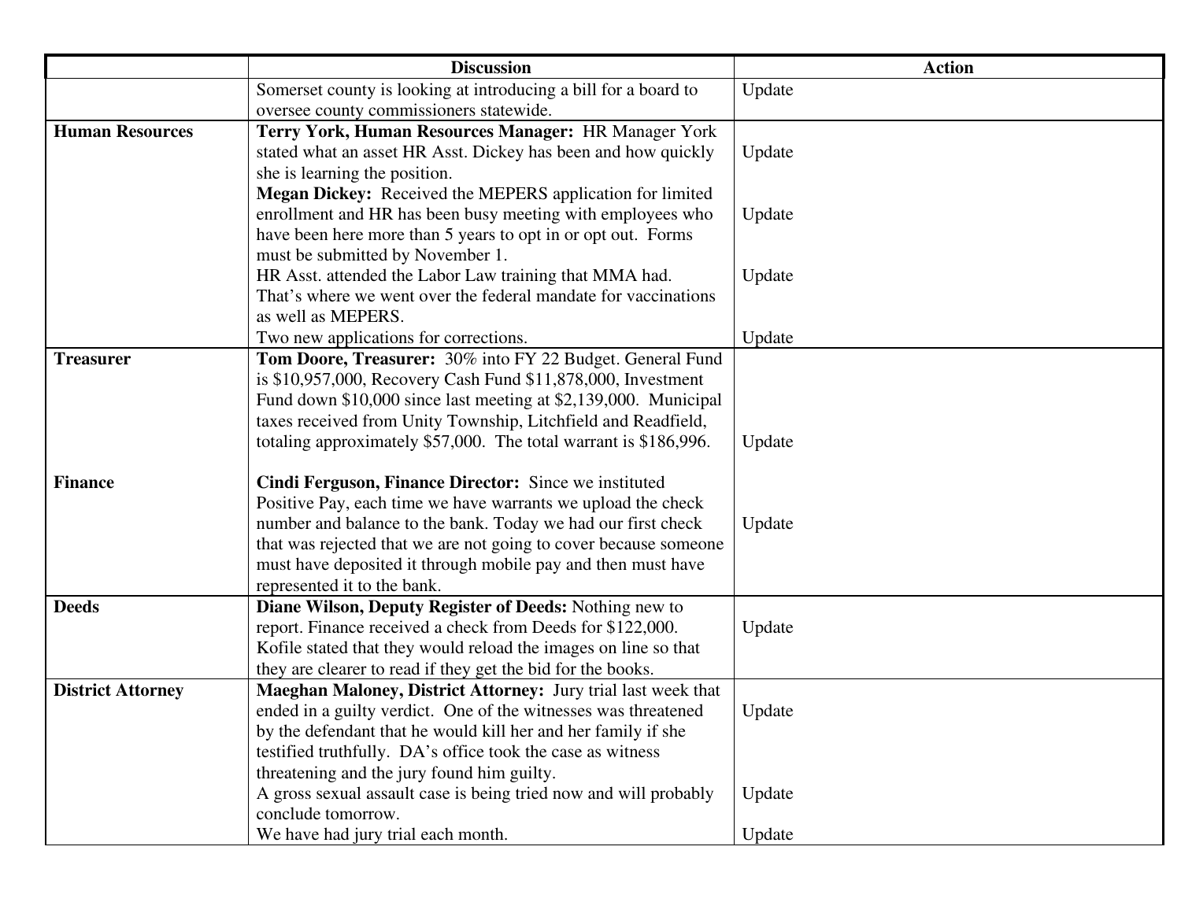| | Discussion | Action |
|---|---|---|
| | Somerset county is looking at introducing a bill for a board to oversee county commissioners statewide. | Update |
| **Human Resources** | **Terry York, Human Resources Manager:** HR Manager York stated what an asset HR Asst. Dickey has been and how quickly she is learning the position. | Update |
| | **Megan Dickey:** Received the MEPERS application for limited enrollment and HR has been busy meeting with employees who have been here more than 5 years to opt in or opt out. Forms must be submitted by November 1. | Update |
| | HR Asst. attended the Labor Law training that MMA had. That's where we went over the federal mandate for vaccinations as well as MEPERS. | Update |
| | Two new applications for corrections. | Update |
| **Treasurer** | **Tom Doore, Treasurer:** 30% into FY 22 Budget. General Fund is $10,957,000, Recovery Cash Fund $11,878,000, Investment Fund down $10,000 since last meeting at $2,139,000. Municipal taxes received from Unity Township, Litchfield and Readfield, totaling approximately $57,000. The total warrant is $186,996. | Update |
| **Finance** | **Cindi Ferguson, Finance Director:** Since we instituted Positive Pay, each time we have warrants we upload the check number and balance to the bank. Today we had our first check that was rejected that we are not going to cover because someone must have deposited it through mobile pay and then must have represented it to the bank. | Update |
| **Deeds** | **Diane Wilson, Deputy Register of Deeds:** Nothing new to report. Finance received a check from Deeds for $122,000. Kofile stated that they would reload the images on line so that they are clearer to read if they get the bid for the books. | Update |
| **District Attorney** | **Maeghan Maloney, District Attorney:** Jury trial last week that ended in a guilty verdict. One of the witnesses was threatened by the defendant that he would kill her and her family if she testified truthfully. DA's office took the case as witness threatening and the jury found him guilty. | Update |
| | A gross sexual assault case is being tried now and will probably conclude tomorrow. | Update |
| | We have had jury trial each month. | Update |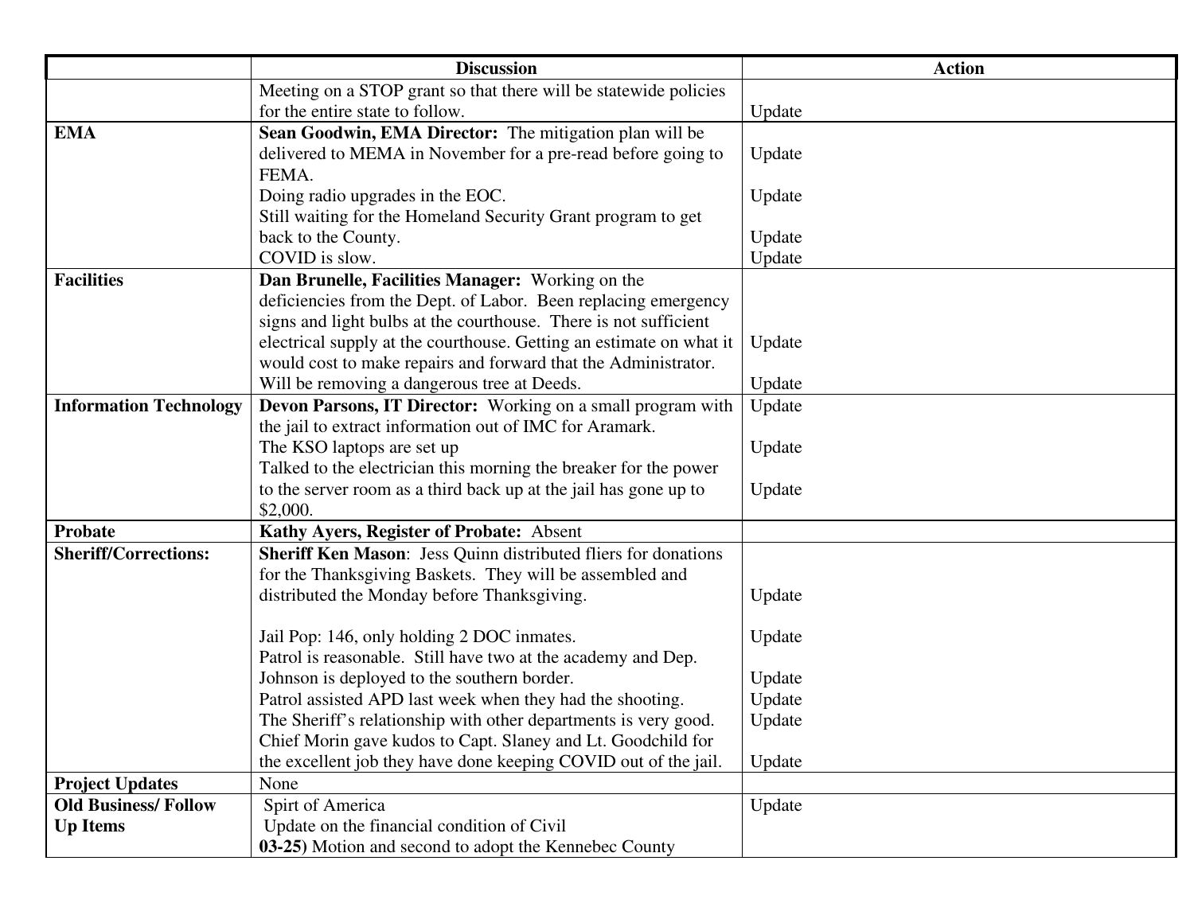| | Discussion | Action |
|---|---|---|
| | Meeting on a STOP grant so that there will be statewide policies for the entire state to follow. | Update |
| **EMA** | **Sean Goodwin, EMA Director:** The mitigation plan will be delivered to MEMA in November for a pre-read before going to FEMA.<br>Doing radio upgrades in the EOC.<br>Still waiting for the Homeland Security Grant program to get back to the County.<br>COVID is slow. | Update<br>Update<br>Update<br>Update |
| **Facilities** | **Dan Brunelle, Facilities Manager:** Working on the deficiencies from the Dept. of Labor. Been replacing emergency signs and light bulbs at the courthouse. There is not sufficient electrical supply at the courthouse. Getting an estimate on what it would cost to make repairs and forward that the Administrator.<br>Will be removing a dangerous tree at Deeds. | Update<br>Update |
| **Information Technology** | **Devon Parsons, IT Director:** Working on a small program with the jail to extract information out of IMC for Aramark.<br>The KSO laptops are set up<br>Talked to the electrician this morning the breaker for the power to the server room as a third back up at the jail has gone up to $2,000. | Update<br>Update<br>Update |
| **Probate** | **Kathy Ayers, Register of Probate:** Absent | |
| **Sheriff/Corrections:** | **Sheriff Ken Mason**: Jess Quinn distributed fliers for donations for the Thanksgiving Baskets. They will be assembled and distributed the Monday before Thanksgiving.<br><br>Jail Pop: 146, only holding 2 DOC inmates.<br>Patrol is reasonable. Still have two at the academy and Dep. Johnson is deployed to the southern border.<br>Patrol assisted APD last week when they had the shooting.<br>The Sheriff's relationship with other departments is very good.<br>Chief Morin gave kudos to Capt. Slaney and Lt. Goodchild for the excellent job they have done keeping COVID out of the jail. | Update<br><br>Update<br>Update<br>Update<br>Update<br>Update |
| **Project Updates** | None | |
| **Old Business/ Follow Up Items** | Spirt of America<br>Update on the financial condition of Civil<br>**03-25)** Motion and second to adopt the Kennebec County | Update |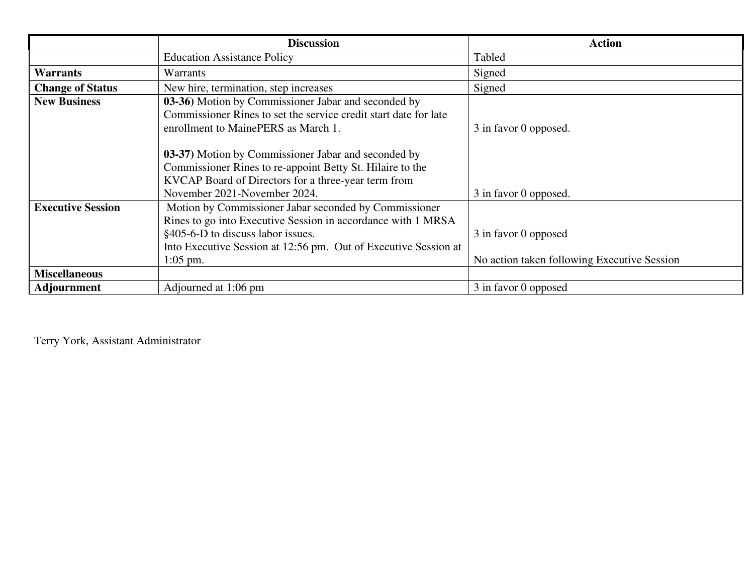| | Discussion | Action |
|---|---|---|
| | Education Assistance Policy | Tabled |
| **Warrants** | Warrants | Signed |
| **Change of Status** | New hire, termination, step increases | Signed |
| **New Business** | **03-36)** Motion by Commissioner Jabar and seconded by Commissioner Rines to set the service credit start date for late enrollment to MainePERS as March 1.<br><br>**03-37)** Motion by Commissioner Jabar and seconded by Commissioner Rines to re-appoint Betty St. Hilaire to the KVCAP Board of Directors for a three-year term from November 2021-November 2024. | 3 in favor 0 opposed.<br><br>3 in favor 0 opposed. |
| **Executive Session** | Motion by Commissioner Jabar seconded by Commissioner Rines to go into Executive Session in accordance with 1 MRSA §405-6-D to discuss labor issues.<br>Into Executive Session at 12:56 pm. Out of Executive Session at 1:05 pm. | 3 in favor 0 opposed<br><br>No action taken following Executive Session |
| **Miscellaneous** | | |
| **Adjournment** | Adjourned at 1:06 pm | 3 in favor 0 opposed |

Terry York, Assistant Administrator